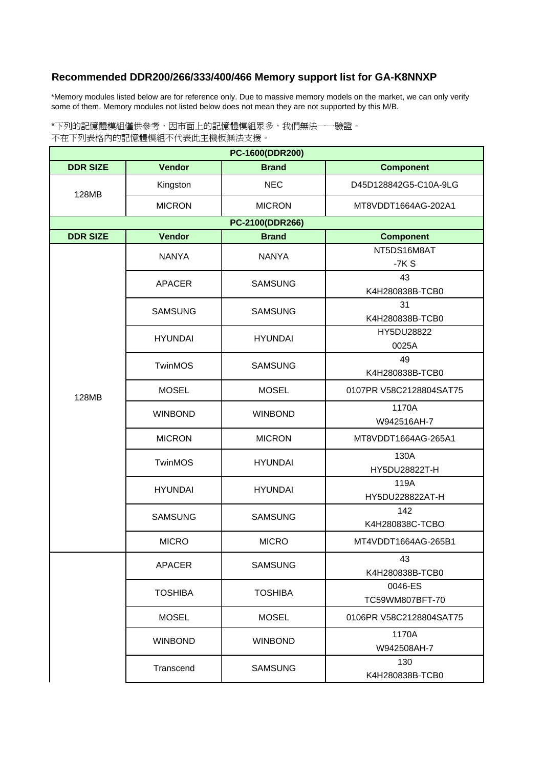## Recommended DDR200/266/333/400/466 Memory support list for GA-K8NNXP

*Memory modules listed below are for reference only. Due to massive memory models on the market, we can only verify some of them. Memory modules not listed below does not mean they are not supported by this M/B.

*下列的記憶體模組僅供參考，因市面上的記憶體模組眾多，我們無法一一驗證。
不在下列表格內的記憶體模組不代表此主機板無法支援。

| PC-1600(DDR200) | | | |
|---|---|---|---|
| **DDR SIZE** | **Vendor** | **Brand** | **Component** |
| 128MB | Kingston | NEC | D45D128842G5-C10A-9LG |
| | MICRON | MICRON | MT8VDDT1664AG-202A1 |

| PC-2100(DDR266) | | | |
|---|---|---|---|
| **DDR SIZE** | **Vendor** | **Brand** | **Component** |
| 128MB | NANYA | NANYA | NT5DS16M8AT -7K S |
| | APACER | SAMSUNG | 43 K4H280838B-TCB0 |
| | SAMSUNG | SAMSUNG | 31 K4H280838B-TCB0 |
| | HYUNDAI | HYUNDAI | HY5DU28822 0025A |
| | TwinMOS | SAMSUNG | 49 K4H280838B-TCB0 |
| | MOSEL | MOSEL | 0107PR V58C2128804SAT75 |
| | WINBOND | WINBOND | 1170A W942516AH-7 |
| | MICRON | MICRON | MT8VDDT1664AG-265A1 |
| | TwinMOS | HYUNDAI | 130A HY5DU28822T-H |
| | HYUNDAI | HYUNDAI | 119A HY5DU228822AT-H |
| | SAMSUNG | SAMSUNG | 142 K4H280838C-TCBO |
| | MICRO | MICRO | MT4VDDT1664AG-265B1 |
| | APACER | SAMSUNG | 43 K4H280838B-TCB0 |
| | TOSHIBA | TOSHIBA | 0046-ES TC59WM807BFT-70 |
| | MOSEL | MOSEL | 0106PR V58C2128804SAT75 |
| | WINBOND | WINBOND | 1170A W942508AH-7 |
| | Transcend | SAMSUNG | 130 K4H280838B-TCB0 |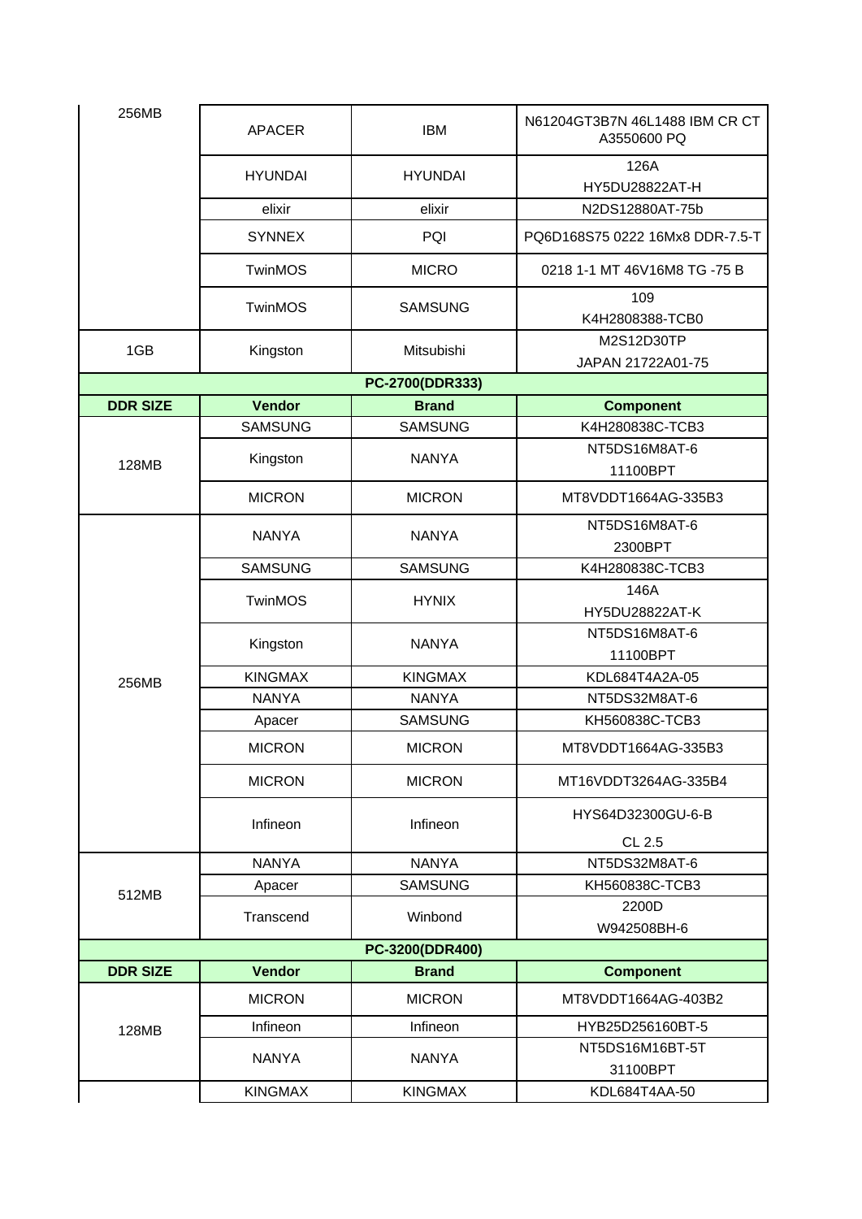| DDR SIZE | Vendor | Brand | Component |
|---|---|---|---|
| 256MB | APACER | IBM | N61204GT3B7N 46L1488 IBM CR CT A3550600 PQ |
| | HYUNDAI | HYUNDAI | 126A HY5DU28822AT-H |
| | elixir | elixir | N2DS12880AT-75b |
| | SYNNEX | PQI | PQ6D168S75 0222 16Mx8 DDR-7.5-T |
| | TwinMOS | MICRO | 0218 1-1 MT 46V16M8 TG -75 B |
| | TwinMOS | SAMSUNG | 109 K4H2808388-TCB0 |
| 1GB | Kingston | Mitsubishi | M2S12D30TP JAPAN 21722A01-75 |

**PC-2700(DDR333)**

| DDR SIZE | Vendor | Brand | Component |
|---|---|---|---|
| 128MB | SAMSUNG | SAMSUNG | K4H280838C-TCB3 |
| | Kingston | NANYA | NT5DS16M8AT-6 11100BPT |
| | MICRON | MICRON | MT8VDDT1664AG-335B3 |
| 256MB | NANYA | NANYA | NT5DS16M8AT-6 2300BPT |
| | SAMSUNG | SAMSUNG | K4H280838C-TCB3 |
| | TwinMOS | HYNIX | 146A HY5DU28822AT-K |
| | Kingston | NANYA | NT5DS16M8AT-6 11100BPT |
| | KINGMAX | KINGMAX | KDL684T4A2A-05 |
| | NANYA | NANYA | NT5DS32M8AT-6 |
| | Apacer | SAMSUNG | KH560838C-TCB3 |
| | MICRON | MICRON | MT8VDDT1664AG-335B3 |
| | MICRON | MICRON | MT16VDDT3264AG-335B4 |
| | Infineon | Infineon | HYS64D32300GU-6-B CL 2.5 |
| 512MB | NANYA | NANYA | NT5DS32M8AT-6 |
| | Apacer | SAMSUNG | KH560838C-TCB3 |
| | Transcend | Winbond | 2200D W942508BH-6 |

**PC-3200(DDR400)**

| DDR SIZE | Vendor | Brand | Component |
|---|---|---|---|
| 128MB | MICRON | MICRON | MT8VDDT1664AG-403B2 |
| | Infineon | Infineon | HYB25D256160BT-5 |
| | NANYA | NANYA | NT5DS16M16BT-5T 31100BPT |
| | KINGMAX | KINGMAX | KDL684T4AA-50 |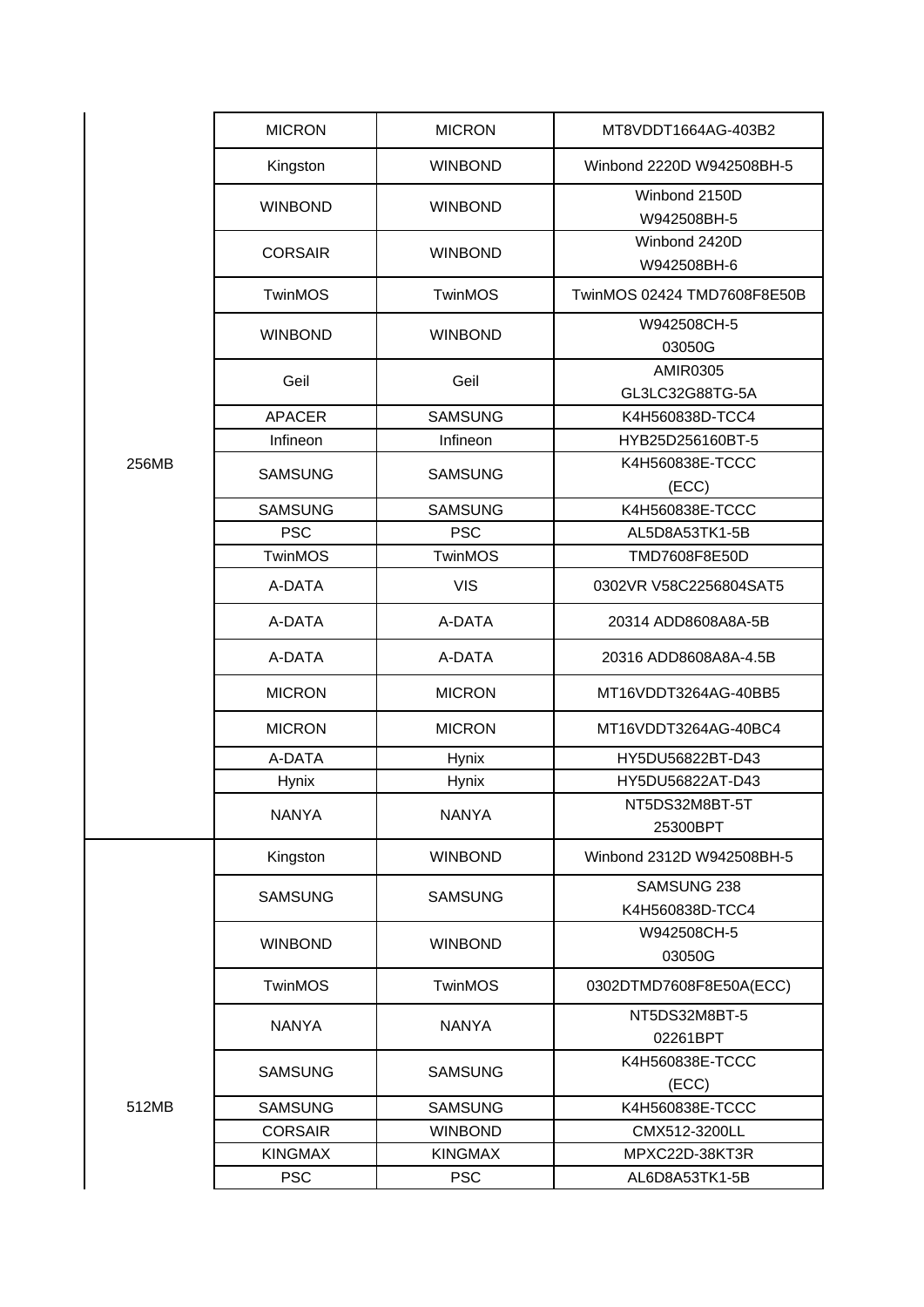| | | | |
|---|---|---|---|
| 256MB | MICRON | MICRON | MT8VDDT1664AG-403B2 |
| | Kingston | WINBOND | Winbond 2220D W942508BH-5 |
| | WINBOND | WINBOND | Winbond 2150D W942508BH-5 |
| | CORSAIR | WINBOND | Winbond 2420D W942508BH-6 |
| | TwinMOS | TwinMOS | TwinMOS 02424 TMD7608F8E50B |
| | WINBOND | WINBOND | W942508CH-5 03050G |
| | Geil | Geil | AMIR0305 GL3LC32G88TG-5A |
| | APACER | SAMSUNG | K4H560838D-TCC4 |
| | Infineon | Infineon | HYB25D256160BT-5 |
| | SAMSUNG | SAMSUNG | K4H560838E-TCCC (ECC) |
| | SAMSUNG | SAMSUNG | K4H560838E-TCCC |
| | PSC | PSC | AL5D8A53TK1-5B |
| | TwinMOS | TwinMOS | TMD7608F8E50D |
| | A-DATA | VIS | 0302VR V58C2256804SAT5 |
| | A-DATA | A-DATA | 20314 ADD8608A8A-5B |
| | A-DATA | A-DATA | 20316 ADD8608A8A-4.5B |
| | MICRON | MICRON | MT16VDDT3264AG-40BB5 |
| | MICRON | MICRON | MT16VDDT3264AG-40BC4 |
| | A-DATA | Hynix | HY5DU56822BT-D43 |
| | Hynix | Hynix | HY5DU56822AT-D43 |
| | NANYA | NANYA | NT5DS32M8BT-5T 25300BPT |
| 512MB | Kingston | WINBOND | Winbond 2312D W942508BH-5 |
| | SAMSUNG | SAMSUNG | SAMSUNG 238 K4H560838D-TCC4 |
| | WINBOND | WINBOND | W942508CH-5 03050G |
| | TwinMOS | TwinMOS | 0302DTMD7608F8E50A(ECC) |
| | NANYA | NANYA | NT5DS32M8BT-5 02261BPT |
| | SAMSUNG | SAMSUNG | K4H560838E-TCCC (ECC) |
| | SAMSUNG | SAMSUNG | K4H560838E-TCCC |
| | CORSAIR | WINBOND | CMX512-3200LL |
| | KINGMAX | KINGMAX | MPXC22D-38KT3R |
| | PSC | PSC | AL6D8A53TK1-5B |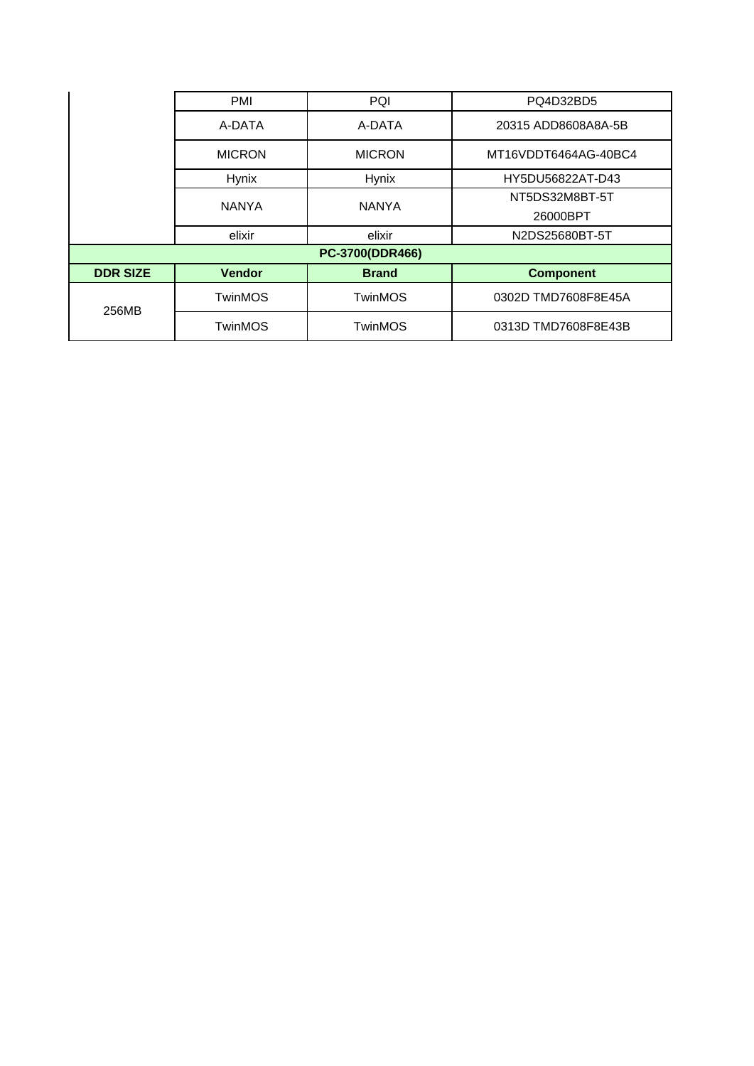| | | | |
|---|---|---|---|
| | PMI | PQI | PQ4D32BD5 |
| | A-DATA | A-DATA | 20315 ADD8608A8A-5B |
| | MICRON | MICRON | MT16VDDT6464AG-40BC4 |
| | Hynix | Hynix | HY5DU56822AT-D43 |
| | NANYA | NANYA | NT5DS32M8BT-5T 26000BPT |
| | elixir | elixir | N2DS25680BT-5T |
| **PC-3700(DDR466)** | | | |
| **DDR SIZE** | **Vendor** | **Brand** | **Component** |
| 256MB | TwinMOS | TwinMOS | 0302D TMD7608F8E45A |
| | TwinMOS | TwinMOS | 0313D TMD7608F8E43B |